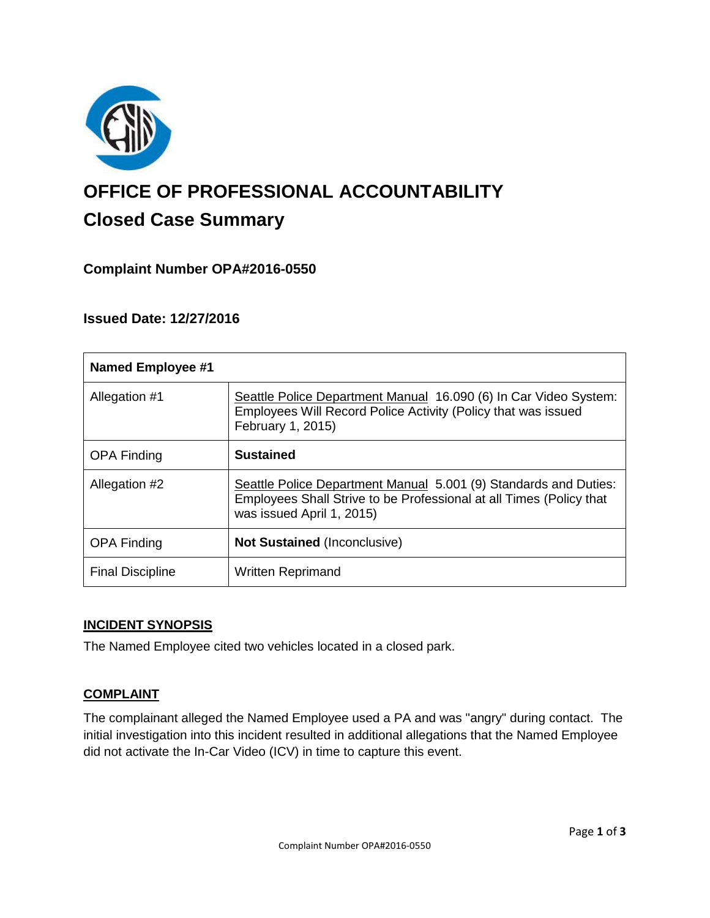# OFFICE OF PROFESSIONAL ACCOUNTABILITY

## Closed Case Summary

### Complaint Number OPA#2016-0550

### Issued Date: 12/27/2016

| Named Employee #1 | |
|---|---|
| Allegation #1 | Seattle Police Department Manual 16.090 (6) In Car Video System: Employees Will Record Police Activity (Policy that was issued February 1, 2015) |
| OPA Finding | **Sustained** |
| Allegation #2 | Seattle Police Department Manual 5.001 (9) Standards and Duties: Employees Shall Strive to be Professional at all Times (Policy that was issued April 1, 2015) |
| OPA Finding | **Not Sustained** (Inconclusive) |
| Final Discipline | Written Reprimand |

### INCIDENT SYNOPSIS

The Named Employee cited two vehicles located in a closed park.

### COMPLAINT

The complainant alleged the Named Employee used a PA and was "angry" during contact. The initial investigation into this incident resulted in additional allegations that the Named Employee did not activate the In-Car Video (ICV) in time to capture this event.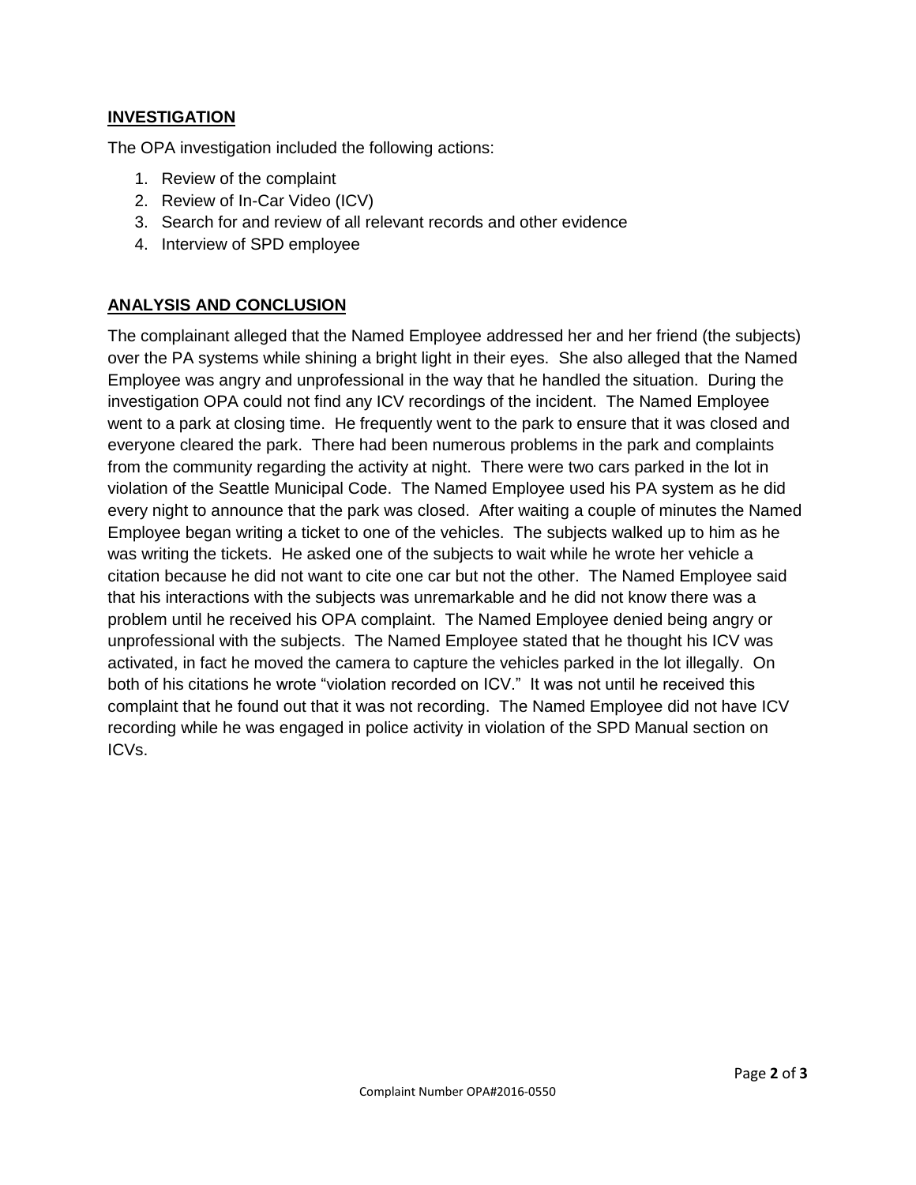## INVESTIGATION

The OPA investigation included the following actions:

1. Review of the complaint
2. Review of In-Car Video (ICV)
3. Search for and review of all relevant records and other evidence
4. Interview of SPD employee

## ANALYSIS AND CONCLUSION

The complainant alleged that the Named Employee addressed her and her friend (the subjects) over the PA systems while shining a bright light in their eyes. She also alleged that the Named Employee was angry and unprofessional in the way that he handled the situation. During the investigation OPA could not find any ICV recordings of the incident. The Named Employee went to a park at closing time. He frequently went to the park to ensure that it was closed and everyone cleared the park. There had been numerous problems in the park and complaints from the community regarding the activity at night. There were two cars parked in the lot in violation of the Seattle Municipal Code. The Named Employee used his PA system as he did every night to announce that the park was closed. After waiting a couple of minutes the Named Employee began writing a ticket to one of the vehicles. The subjects walked up to him as he was writing the tickets. He asked one of the subjects to wait while he wrote her vehicle a citation because he did not want to cite one car but not the other. The Named Employee said that his interactions with the subjects was unremarkable and he did not know there was a problem until he received his OPA complaint. The Named Employee denied being angry or unprofessional with the subjects. The Named Employee stated that he thought his ICV was activated, in fact he moved the camera to capture the vehicles parked in the lot illegally. On both of his citations he wrote "violation recorded on ICV." It was not until he received this complaint that he found out that it was not recording. The Named Employee did not have ICV recording while he was engaged in police activity in violation of the SPD Manual section on ICVs.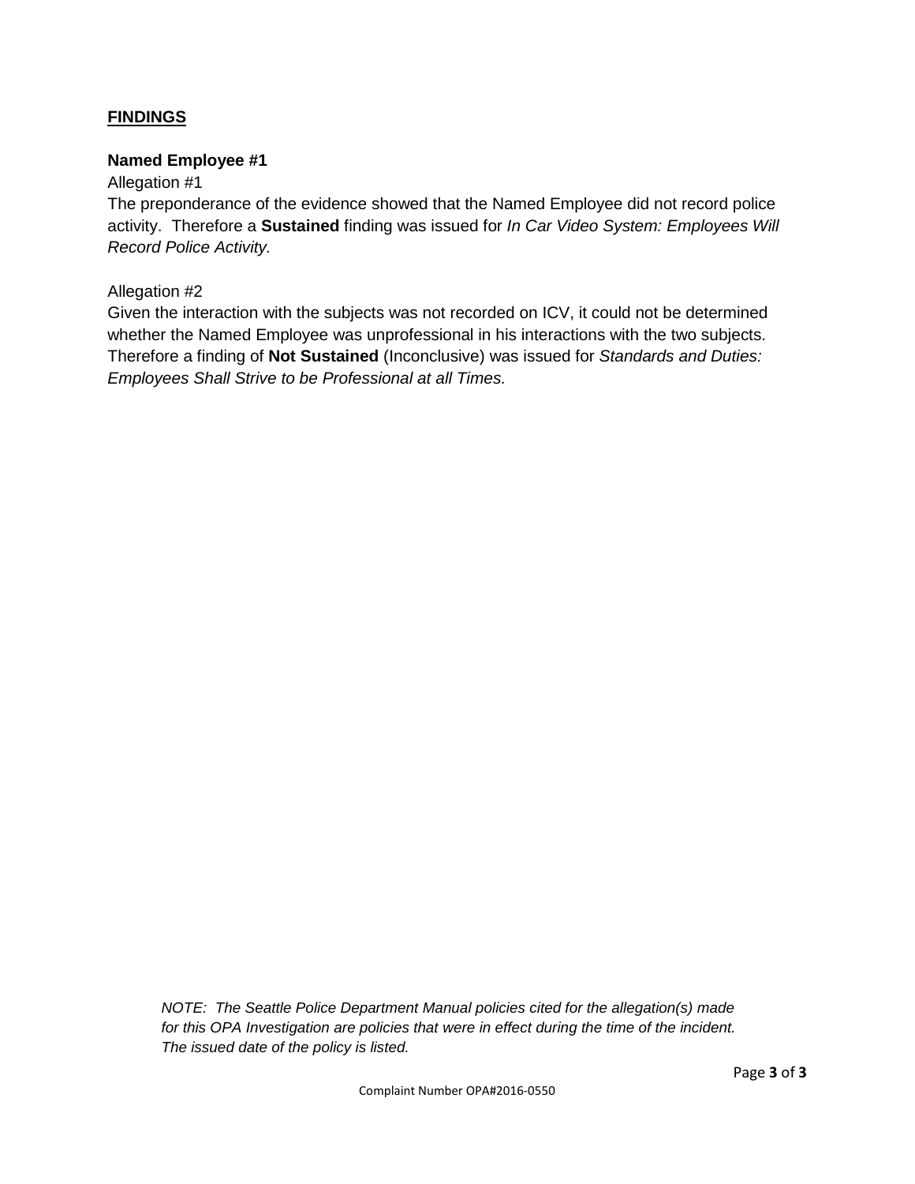## FINDINGS

### Named Employee #1

Allegation #1

The preponderance of the evidence showed that the Named Employee did not record police activity.  Therefore a **Sustained** finding was issued for *In Car Video System: Employees Will Record Police Activity.*

Allegation #2

Given the interaction with the subjects was not recorded on ICV, it could not be determined whether the Named Employee was unprofessional in his interactions with the two subjects. Therefore a finding of **Not Sustained** (Inconclusive) was issued for *Standards and Duties: Employees Shall Strive to be Professional at all Times.*

*NOTE:  The Seattle Police Department Manual policies cited for the allegation(s) made for this OPA Investigation are policies that were in effect during the time of the incident. The issued date of the policy is listed.*

Complaint Number OPA#2016-0550